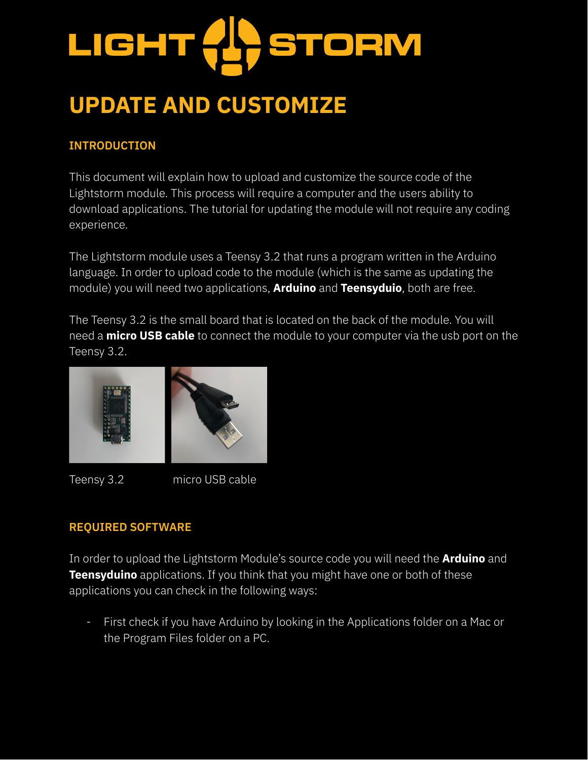# UPDATE AND CUSTOMIZE

## INTRODUCTION

This document will explain how to upload and customize the source code of the Lightstorm module. This process will require a computer and the users ability to download applications. The tutorial for updating the module will not require any coding experience.

The Lightstorm module uses a Teensy 3.2 that runs a program written in the Arduino language. In order to upload code to the module (which is the same as updating the module) you will need two applications, **Arduino** and **Teensyduio**, both are free.

The Teensy 3.2 is the small board that is located on the back of the module. You will need a **micro USB cable** to connect the module to your computer via the usb port on the Teensy 3.2.

Teensy 3.2

micro USB cable

## REQUIRED SOFTWARE

In order to upload the Lightstorm Module's source code you will need the **Arduino** and **Teensyduino** applications. If you think that you might have one or both of these applications you can check in the following ways:

- First check if you have Arduino by looking in the Applications folder on a Mac or the Program Files folder on a PC.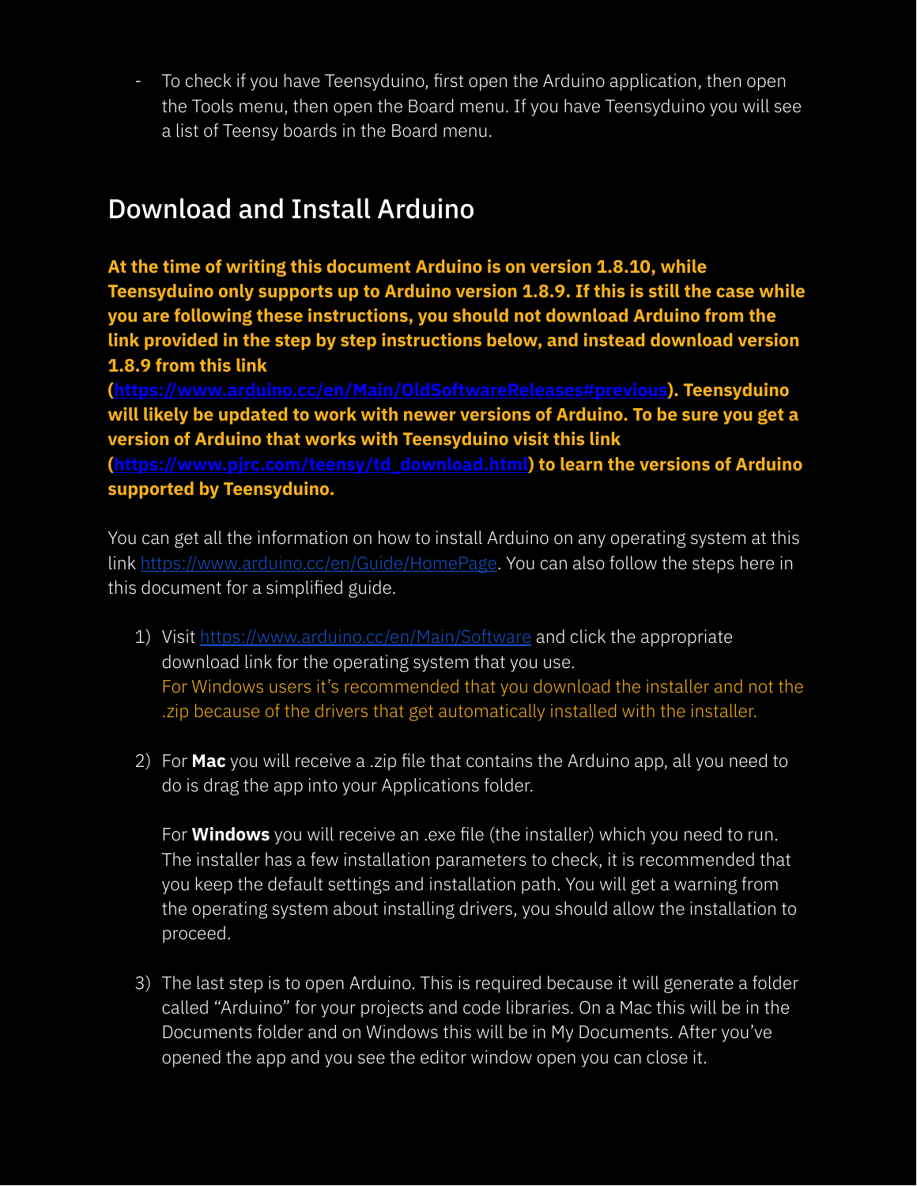- To check if you have Teensyduino, first open the Arduino application, then open the Tools menu, then open the Board menu. If you have Teensyduino you will see a list of Teensy boards in the Board menu.

## Download and Install Arduino

**At the time of writing this document Arduino is on version 1.8.10, while Teensyduino only supports up to Arduino version 1.8.9. If this is still the case while you are following these instructions, you should not download Arduino from the link provided in the step by step instructions below, and instead download version 1.8.9 from this link ([https://www.arduino.cc/en/Main/OldSoftwareReleases#previous](https://www.arduino.cc/en/Main/OldSoftwareReleases#previous)). Teensyduino will likely be updated to work with newer versions of Arduino. To be sure you get a version of Arduino that works with Teensyduino visit this link ([https://www.pjrc.com/teensy/td_download.html](https://www.pjrc.com/teensy/td_download.html)) to learn the versions of Arduino supported by Teensyduino.**

You can get all the information on how to install Arduino on any operating system at this link [https://www.arduino.cc/en/Guide/HomePage](https://www.arduino.cc/en/Guide/HomePage). You can also follow the steps here in this document for a simplified guide.

1) Visit [https://www.arduino.cc/en/Main/Software](https://www.arduino.cc/en/Main/Software) and click the appropriate download link for the operating system that you use.
   For Windows users it's recommended that you download the installer and not the .zip because of the drivers that get automatically installed with the installer.

2) For **Mac** you will receive a .zip file that contains the Arduino app, all you need to do is drag the app into your Applications folder.

   For **Windows** you will receive an .exe file (the installer) which you need to run. The installer has a few installation parameters to check, it is recommended that you keep the default settings and installation path. You will get a warning from the operating system about installing drivers, you should allow the installation to proceed.

3) The last step is to open Arduino. This is required because it will generate a folder called "Arduino" for your projects and code libraries. On a Mac this will be in the Documents folder and on Windows this will be in My Documents. After you've opened the app and you see the editor window open you can close it.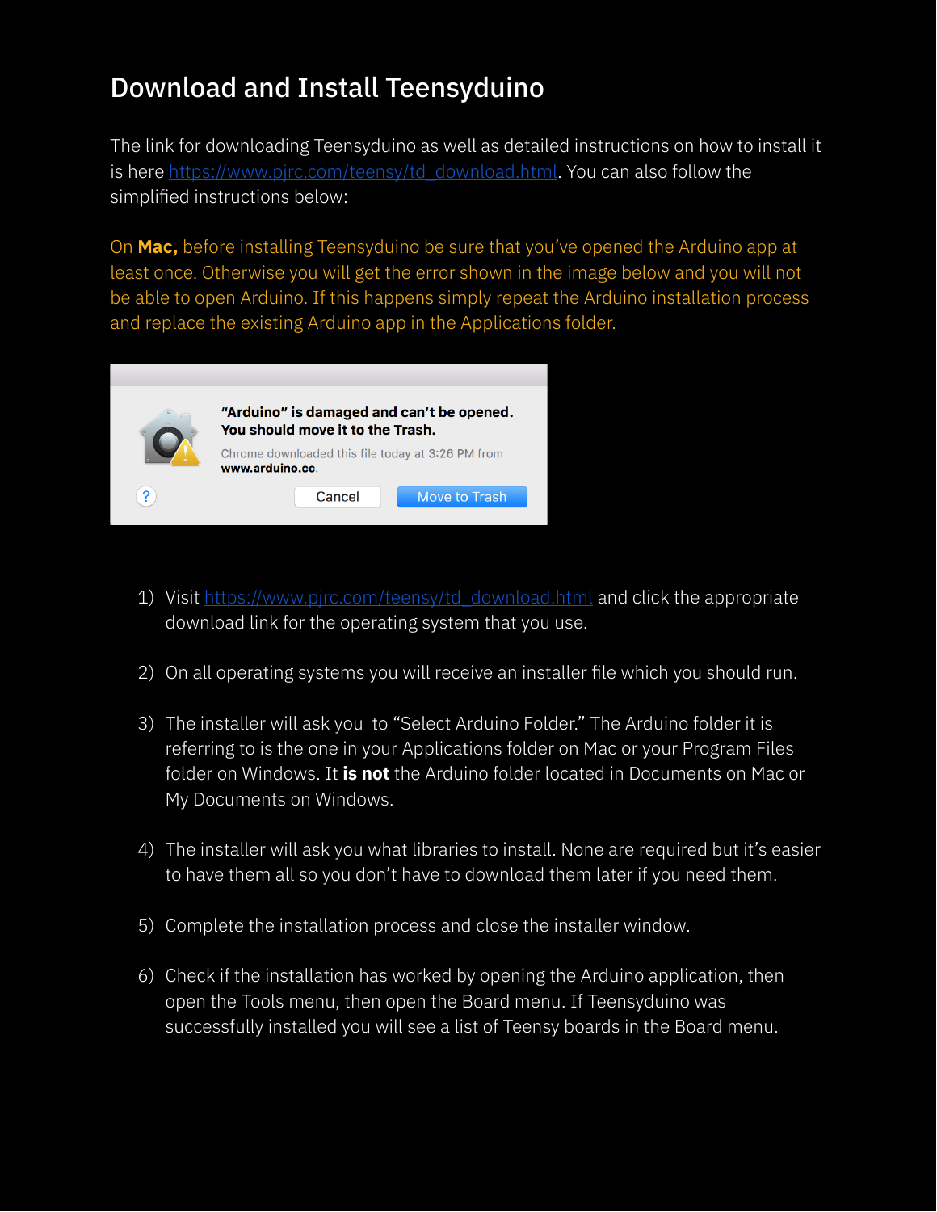# Download and Install Teensyduino

The link for downloading Teensyduino as well as detailed instructions on how to install it is here [https://www.pjrc.com/teensy/td_download.html](https://www.pjrc.com/teensy/td_download.html). You can also follow the simplified instructions below:

On **Mac,** before installing Teensyduino be sure that you've opened the Arduino app at least once. Otherwise you will get the error shown in the image below and you will not be able to open Arduino. If this happens simply repeat the Arduino installation process and replace the existing Arduino app in the Applications folder.

1) Visit [https://www.pjrc.com/teensy/td_download.html](https://www.pjrc.com/teensy/td_download.html) and click the appropriate download link for the operating system that you use.

2) On all operating systems you will receive an installer file which you should run.

3) The installer will ask you to "Select Arduino Folder." The Arduino folder it is referring to is the one in your Applications folder on Mac or your Program Files folder on Windows. It **is not** the Arduino folder located in Documents on Mac or My Documents on Windows.

4) The installer will ask you what libraries to install. None are required but it's easier to have them all so you don't have to download them later if you need them.

5) Complete the installation process and close the installer window.

6) Check if the installation has worked by opening the Arduino application, then open the Tools menu, then open the Board menu. If Teensyduino was successfully installed you will see a list of Teensy boards in the Board menu.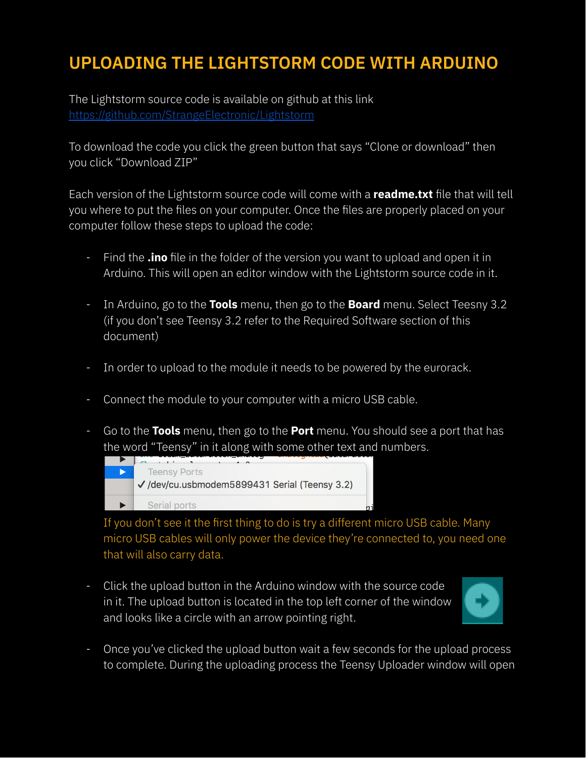# UPLOADING THE LIGHTSTORM CODE WITH ARDUINO

The Lightstorm source code is available on github at this link [https://github.com/StrangeElectronic/Lightstorm](https://github.com/StrangeElectronic/Lightstorm)

To download the code you click the green button that says "Clone or download" then you click "Download ZIP"

Each version of the Lightstorm source code will come with a **readme.txt** file that will tell you where to put the files on your computer. Once the files are properly placed on your computer follow these steps to upload the code:

- Find the **.ino** file in the folder of the version you want to upload and open it in Arduino. This will open an editor window with the Lightstorm source code in it.

- In Arduino, go to the **Tools** menu, then go to the **Board** menu. Select Teesny 3.2 (if you don't see Teensy 3.2 refer to the Required Software section of this document)

- In order to upload to the module it needs to be powered by the eurorack.

- Connect the module to your computer with a micro USB cable.

- Go to the **Tools** menu, then go to the **Port** menu. You should see a port that has the word "Teensy" in it along with some other text and numbers.

  Teensy Ports
  ✓ /dev/cu.usbmodem5899431 Serial (Teensy 3.2)
  Serial ports

  If you don't see it the first thing to do is try a different micro USB cable. Many micro USB cables will only power the device they're connected to, you need one that will also carry data.

- Click the upload button in the Arduino window with the source code in it. The upload button is located in the top left corner of the window and looks like a circle with an arrow pointing right.

- Once you've clicked the upload button wait a few seconds for the upload process to complete. During the uploading process the Teensy Uploader window will open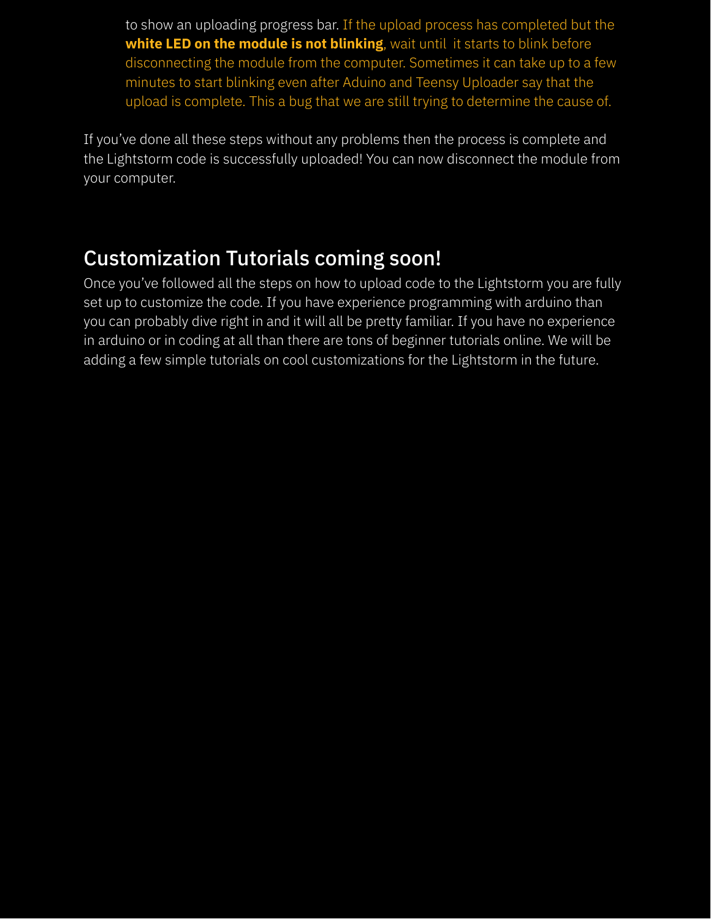to show an uploading progress bar. If the upload process has completed but the **white LED on the module is not blinking**, wait until  it starts to blink before disconnecting the module from the computer. Sometimes it can take up to a few minutes to start blinking even after Aduino and Teensy Uploader say that the upload is complete. This a bug that we are still trying to determine the cause of.

If you've done all these steps without any problems then the process is complete and the Lightstorm code is successfully uploaded! You can now disconnect the module from your computer.

## Customization Tutorials coming soon!

Once you've followed all the steps on how to upload code to the Lightstorm you are fully set up to customize the code. If you have experience programming with arduino than you can probably dive right in and it will all be pretty familiar. If you have no experience in arduino or in coding at all than there are tons of beginner tutorials online. We will be adding a few simple tutorials on cool customizations for the Lightstorm in the future.